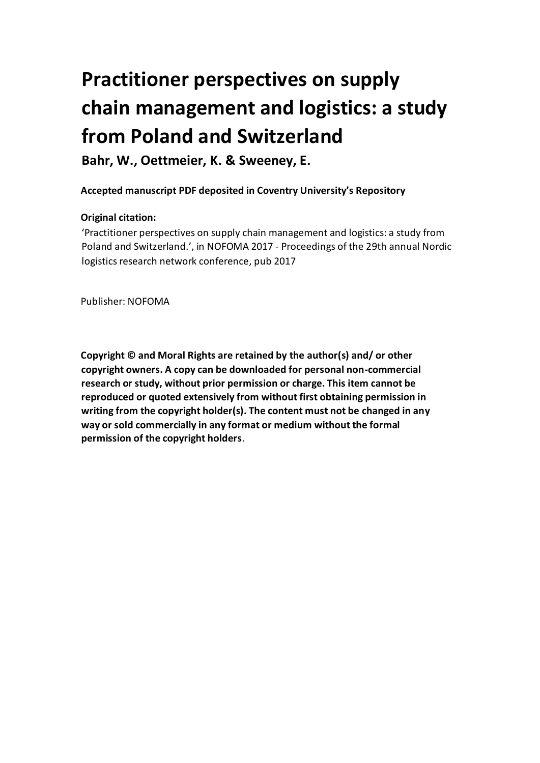# Practitioner perspectives on supply chain management and logistics: a study from Poland and Switzerland

**Bahr, W., Oettmeier, K. & Sweeney, E.**

**Accepted manuscript PDF deposited in Coventry University's Repository**

**Original citation:**

'Practitioner perspectives on supply chain management and logistics: a study from Poland and Switzerland.', in NOFOMA 2017 - Proceedings of the 29th annual Nordic logistics research network conference, pub 2017

Publisher: NOFOMA

**Copyright © and Moral Rights are retained by the author(s) and/ or other copyright owners. A copy can be downloaded for personal non-commercial research or study, without prior permission or charge. This item cannot be reproduced or quoted extensively from without first obtaining permission in writing from the copyright holder(s). The content must not be changed in any way or sold commercially in any format or medium without the formal permission of the copyright holders**.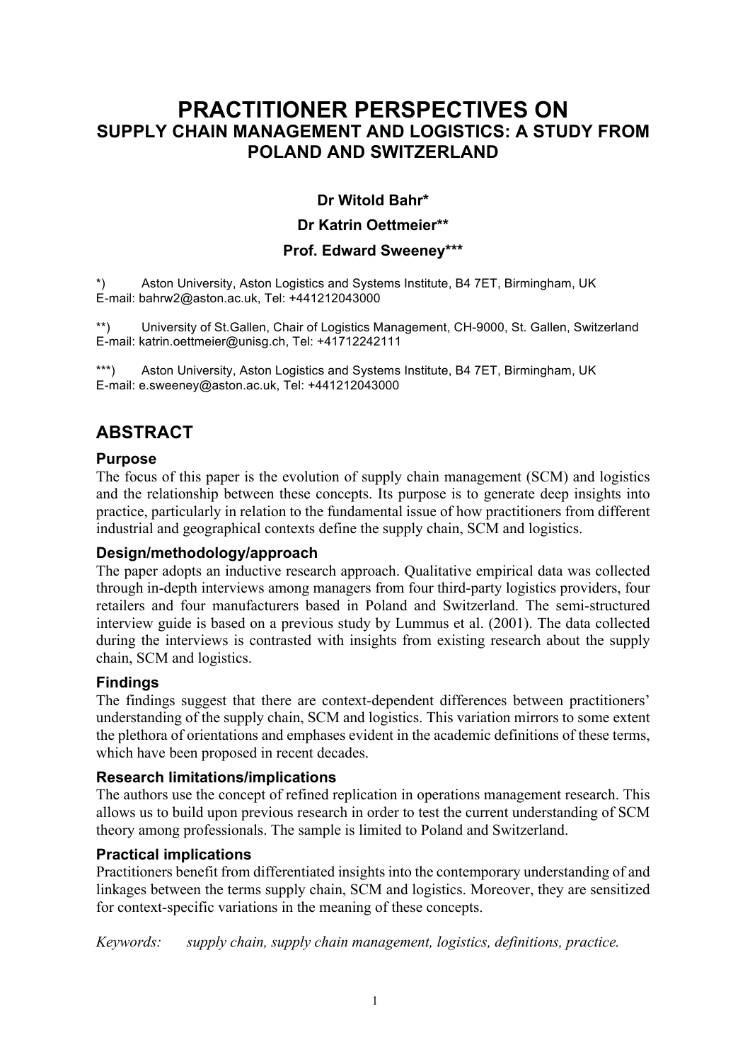# PRACTITIONER PERSPECTIVES ON
## SUPPLY CHAIN MANAGEMENT AND LOGISTICS: A STUDY FROM POLAND AND SWITZERLAND

**Dr Witold Bahr***

**Dr Katrin Oettmeier****

**Prof. Edward Sweeney*****

*) Aston University, Aston Logistics and Systems Institute, B4 7ET, Birmingham, UK
E-mail: bahrw2@aston.ac.uk, Tel: +441212043000

**) University of St.Gallen, Chair of Logistics Management, CH-9000, St. Gallen, Switzerland
E-mail: katrin.oettmeier@unisg.ch, Tel: +41712242111

***) Aston University, Aston Logistics and Systems Institute, B4 7ET, Birmingham, UK
E-mail: e.sweeney@aston.ac.uk, Tel: +441212043000

## ABSTRACT

### Purpose

The focus of this paper is the evolution of supply chain management (SCM) and logistics and the relationship between these concepts. Its purpose is to generate deep insights into practice, particularly in relation to the fundamental issue of how practitioners from different industrial and geographical contexts define the supply chain, SCM and logistics.

### Design/methodology/approach

The paper adopts an inductive research approach. Qualitative empirical data was collected through in-depth interviews among managers from four third-party logistics providers, four retailers and four manufacturers based in Poland and Switzerland. The semi-structured interview guide is based on a previous study by Lummus et al. (2001). The data collected during the interviews is contrasted with insights from existing research about the supply chain, SCM and logistics.

### Findings

The findings suggest that there are context-dependent differences between practitioners' understanding of the supply chain, SCM and logistics. This variation mirrors to some extent the plethora of orientations and emphases evident in the academic definitions of these terms, which have been proposed in recent decades.

### Research limitations/implications

The authors use the concept of refined replication in operations management research. This allows us to build upon previous research in order to test the current understanding of SCM theory among professionals. The sample is limited to Poland and Switzerland.

### Practical implications

Practitioners benefit from differentiated insights into the contemporary understanding of and linkages between the terms supply chain, SCM and logistics. Moreover, they are sensitized for context-specific variations in the meaning of these concepts.

*Keywords:* *supply chain, supply chain management, logistics, definitions, practice.*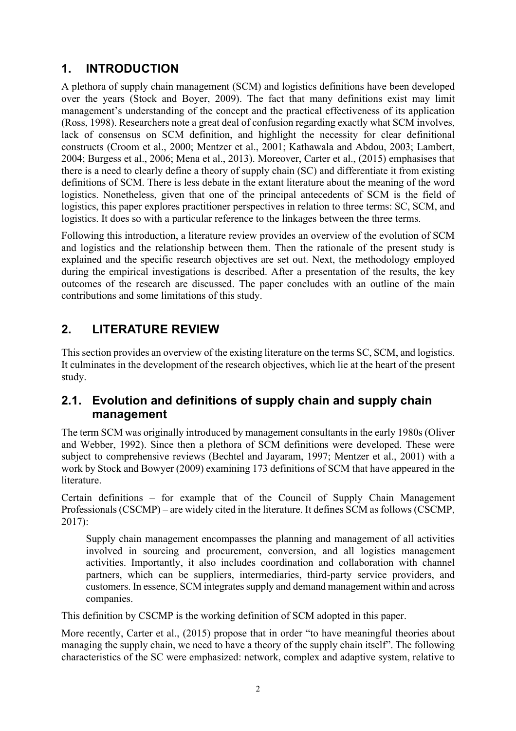## 1. INTRODUCTION

A plethora of supply chain management (SCM) and logistics definitions have been developed over the years (Stock and Boyer, 2009). The fact that many definitions exist may limit management's understanding of the concept and the practical effectiveness of its application (Ross, 1998). Researchers note a great deal of confusion regarding exactly what SCM involves, lack of consensus on SCM definition, and highlight the necessity for clear definitional constructs (Croom et al., 2000; Mentzer et al., 2001; Kathawala and Abdou, 2003; Lambert, 2004; Burgess et al., 2006; Mena et al., 2013). Moreover, Carter et al., (2015) emphasises that there is a need to clearly define a theory of supply chain (SC) and differentiate it from existing definitions of SCM. There is less debate in the extant literature about the meaning of the word logistics. Nonetheless, given that one of the principal antecedents of SCM is the field of logistics, this paper explores practitioner perspectives in relation to three terms: SC, SCM, and logistics. It does so with a particular reference to the linkages between the three terms.

Following this introduction, a literature review provides an overview of the evolution of SCM and logistics and the relationship between them. Then the rationale of the present study is explained and the specific research objectives are set out. Next, the methodology employed during the empirical investigations is described. After a presentation of the results, the key outcomes of the research are discussed. The paper concludes with an outline of the main contributions and some limitations of this study.

## 2. LITERATURE REVIEW

This section provides an overview of the existing literature on the terms SC, SCM, and logistics. It culminates in the development of the research objectives, which lie at the heart of the present study.

### 2.1. Evolution and definitions of supply chain and supply chain management

The term SCM was originally introduced by management consultants in the early 1980s (Oliver and Webber, 1992). Since then a plethora of SCM definitions were developed. These were subject to comprehensive reviews (Bechtel and Jayaram, 1997; Mentzer et al., 2001) with a work by Stock and Bowyer (2009) examining 173 definitions of SCM that have appeared in the literature.

Certain definitions – for example that of the Council of Supply Chain Management Professionals (CSCMP) – are widely cited in the literature. It defines SCM as follows (CSCMP, 2017):

> Supply chain management encompasses the planning and management of all activities involved in sourcing and procurement, conversion, and all logistics management activities. Importantly, it also includes coordination and collaboration with channel partners, which can be suppliers, intermediaries, third-party service providers, and customers. In essence, SCM integrates supply and demand management within and across companies.

This definition by CSCMP is the working definition of SCM adopted in this paper.

More recently, Carter et al., (2015) propose that in order "to have meaningful theories about managing the supply chain, we need to have a theory of the supply chain itself". The following characteristics of the SC were emphasized: network, complex and adaptive system, relative to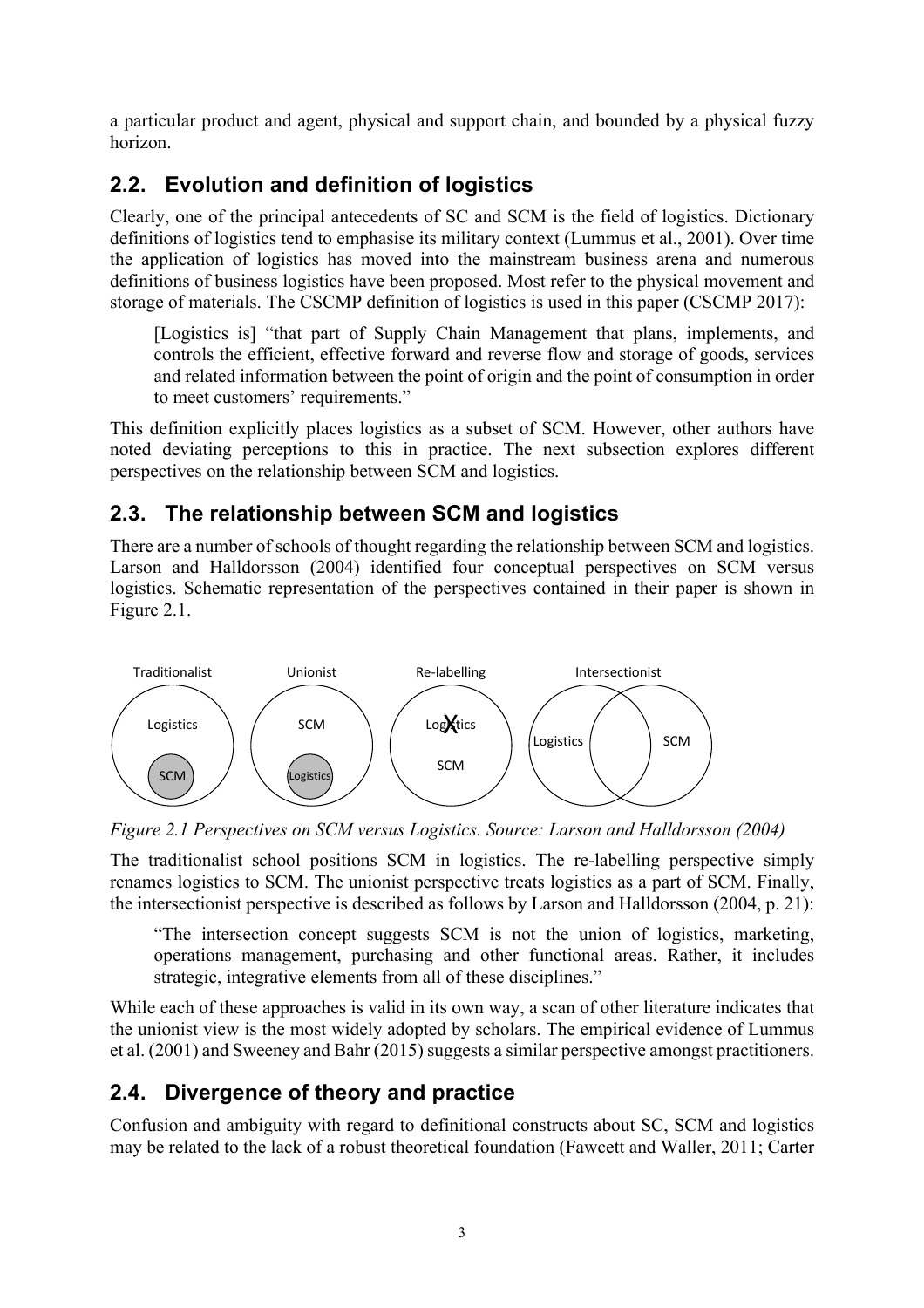a particular product and agent, physical and support chain, and bounded by a physical fuzzy horizon.

## 2.2. Evolution and definition of logistics

Clearly, one of the principal antecedents of SC and SCM is the field of logistics. Dictionary definitions of logistics tend to emphasise its military context (Lummus et al., 2001). Over time the application of logistics has moved into the mainstream business arena and numerous definitions of business logistics have been proposed. Most refer to the physical movement and storage of materials. The CSCMP definition of logistics is used in this paper (CSCMP 2017):

> [Logistics is] "that part of Supply Chain Management that plans, implements, and controls the efficient, effective forward and reverse flow and storage of goods, services and related information between the point of origin and the point of consumption in order to meet customers' requirements."

This definition explicitly places logistics as a subset of SCM. However, other authors have noted deviating perceptions to this in practice. The next subsection explores different perspectives on the relationship between SCM and logistics.

## 2.3. The relationship between SCM and logistics

There are a number of schools of thought regarding the relationship between SCM and logistics. Larson and Halldorsson (2004) identified four conceptual perspectives on SCM versus logistics. Schematic representation of the perspectives contained in their paper is shown in Figure 2.1.

Traditionalist: Logistics, SCM
Unionist: SCM, Logistics
Re-labelling: Logistics (crossed out), SCM
Intersectionist: Logistics, SCM

*Figure 2.1 Perspectives on SCM versus Logistics. Source: Larson and Halldorsson (2004)*

The traditionalist school positions SCM in logistics. The re-labelling perspective simply renames logistics to SCM. The unionist perspective treats logistics as a part of SCM. Finally, the intersectionist perspective is described as follows by Larson and Halldorsson (2004, p. 21):

> "The intersection concept suggests SCM is not the union of logistics, marketing, operations management, purchasing and other functional areas. Rather, it includes strategic, integrative elements from all of these disciplines."

While each of these approaches is valid in its own way, a scan of other literature indicates that the unionist view is the most widely adopted by scholars. The empirical evidence of Lummus et al. (2001) and Sweeney and Bahr (2015) suggests a similar perspective amongst practitioners.

## 2.4. Divergence of theory and practice

Confusion and ambiguity with regard to definitional constructs about SC, SCM and logistics may be related to the lack of a robust theoretical foundation (Fawcett and Waller, 2011; Carter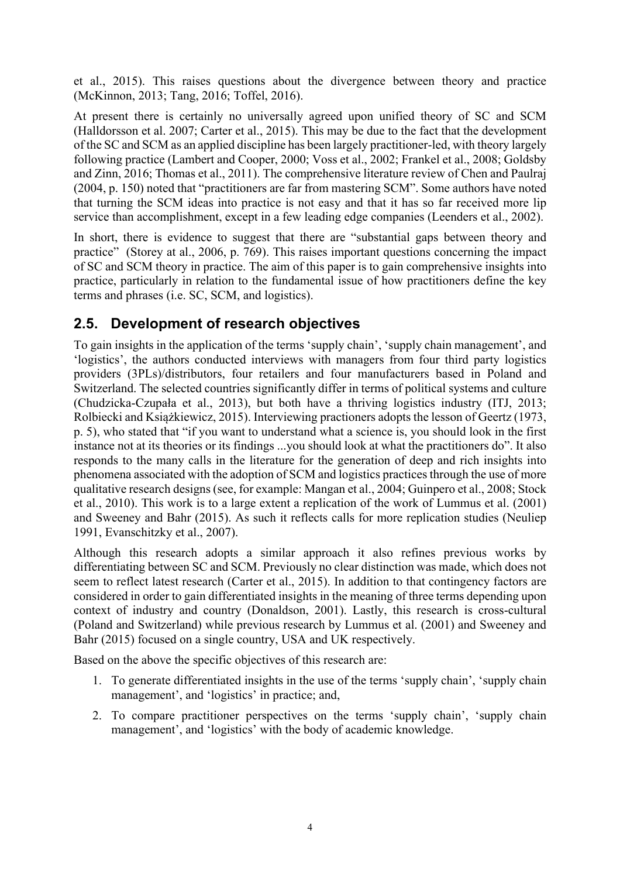et al., 2015). This raises questions about the divergence between theory and practice (McKinnon, 2013; Tang, 2016; Toffel, 2016).

At present there is certainly no universally agreed upon unified theory of SC and SCM (Halldorsson et al. 2007; Carter et al., 2015). This may be due to the fact that the development of the SC and SCM as an applied discipline has been largely practitioner-led, with theory largely following practice (Lambert and Cooper, 2000; Voss et al., 2002; Frankel et al., 2008; Goldsby and Zinn, 2016; Thomas et al., 2011). The comprehensive literature review of Chen and Paulraj (2004, p. 150) noted that "practitioners are far from mastering SCM". Some authors have noted that turning the SCM ideas into practice is not easy and that it has so far received more lip service than accomplishment, except in a few leading edge companies (Leenders et al., 2002).

In short, there is evidence to suggest that there are "substantial gaps between theory and practice" (Storey at al., 2006, p. 769). This raises important questions concerning the impact of SC and SCM theory in practice. The aim of this paper is to gain comprehensive insights into practice, particularly in relation to the fundamental issue of how practitioners define the key terms and phrases (i.e. SC, SCM, and logistics).

## 2.5. Development of research objectives

To gain insights in the application of the terms 'supply chain', 'supply chain management', and 'logistics', the authors conducted interviews with managers from four third party logistics providers (3PLs)/distributors, four retailers and four manufacturers based in Poland and Switzerland. The selected countries significantly differ in terms of political systems and culture (Chudzicka-Czupała et al., 2013), but both have a thriving logistics industry (ITJ, 2013; Rolbiecki and Książkiewicz, 2015). Interviewing practioners adopts the lesson of Geertz (1973, p. 5), who stated that "if you want to understand what a science is, you should look in the first instance not at its theories or its findings ...you should look at what the practitioners do". It also responds to the many calls in the literature for the generation of deep and rich insights into phenomena associated with the adoption of SCM and logistics practices through the use of more qualitative research designs (see, for example: Mangan et al., 2004; Guinpero et al., 2008; Stock et al., 2010). This work is to a large extent a replication of the work of Lummus et al. (2001) and Sweeney and Bahr (2015). As such it reflects calls for more replication studies (Neuliep 1991, Evanschitzky et al., 2007).

Although this research adopts a similar approach it also refines previous works by differentiating between SC and SCM. Previously no clear distinction was made, which does not seem to reflect latest research (Carter et al., 2015). In addition to that contingency factors are considered in order to gain differentiated insights in the meaning of three terms depending upon context of industry and country (Donaldson, 2001). Lastly, this research is cross-cultural (Poland and Switzerland) while previous research by Lummus et al. (2001) and Sweeney and Bahr (2015) focused on a single country, USA and UK respectively.

Based on the above the specific objectives of this research are:

1. To generate differentiated insights in the use of the terms 'supply chain', 'supply chain management', and 'logistics' in practice; and,
2. To compare practitioner perspectives on the terms 'supply chain', 'supply chain management', and 'logistics' with the body of academic knowledge.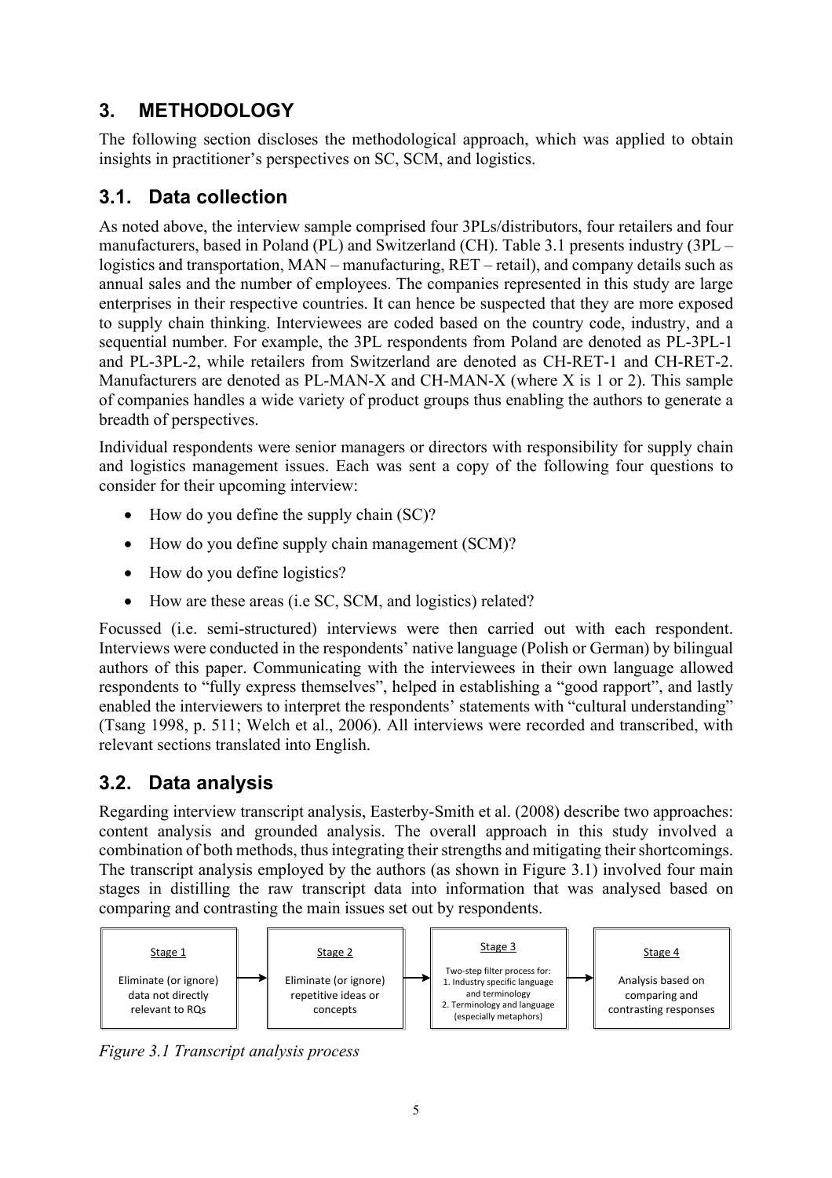## 3. METHODOLOGY

The following section discloses the methodological approach, which was applied to obtain insights in practitioner's perspectives on SC, SCM, and logistics.

### 3.1. Data collection

As noted above, the interview sample comprised four 3PLs/distributors, four retailers and four manufacturers, based in Poland (PL) and Switzerland (CH). Table 3.1 presents industry (3PL – logistics and transportation, MAN – manufacturing, RET – retail), and company details such as annual sales and the number of employees. The companies represented in this study are large enterprises in their respective countries. It can hence be suspected that they are more exposed to supply chain thinking. Interviewees are coded based on the country code, industry, and a sequential number. For example, the 3PL respondents from Poland are denoted as PL-3PL-1 and PL-3PL-2, while retailers from Switzerland are denoted as CH-RET-1 and CH-RET-2. Manufacturers are denoted as PL-MAN-X and CH-MAN-X (where X is 1 or 2). This sample of companies handles a wide variety of product groups thus enabling the authors to generate a breadth of perspectives.

Individual respondents were senior managers or directors with responsibility for supply chain and logistics management issues. Each was sent a copy of the following four questions to consider for their upcoming interview:

- How do you define the supply chain (SC)?
- How do you define supply chain management (SCM)?
- How do you define logistics?
- How are these areas (i.e SC, SCM, and logistics) related?

Focussed (i.e. semi-structured) interviews were then carried out with each respondent. Interviews were conducted in the respondents' native language (Polish or German) by bilingual authors of this paper. Communicating with the interviewees in their own language allowed respondents to "fully express themselves", helped in establishing a "good rapport", and lastly enabled the interviewers to interpret the respondents' statements with "cultural understanding" (Tsang 1998, p. 511; Welch et al., 2006). All interviews were recorded and transcribed, with relevant sections translated into English.

### 3.2. Data analysis

Regarding interview transcript analysis, Easterby-Smith et al. (2008) describe two approaches: content analysis and grounded analysis. The overall approach in this study involved a combination of both methods, thus integrating their strengths and mitigating their shortcomings. The transcript analysis employed by the authors (as shown in Figure 3.1) involved four main stages in distilling the raw transcript data into information that was analysed based on comparing and contrasting the main issues set out by respondents.

| Stage 1 | | Stage 2 | | Stage 3 | | Stage 4 |
|---|---|---|---|---|---|---|
| Eliminate (or ignore) data not directly relevant to RQs | → | Eliminate (or ignore) repetitive ideas or concepts | → | Two-step filter process for: 1. Industry specific language and terminology 2. Terminology and language (especially metaphors) | → | Analysis based on comparing and contrasting responses |

*Figure 3.1 Transcript analysis process*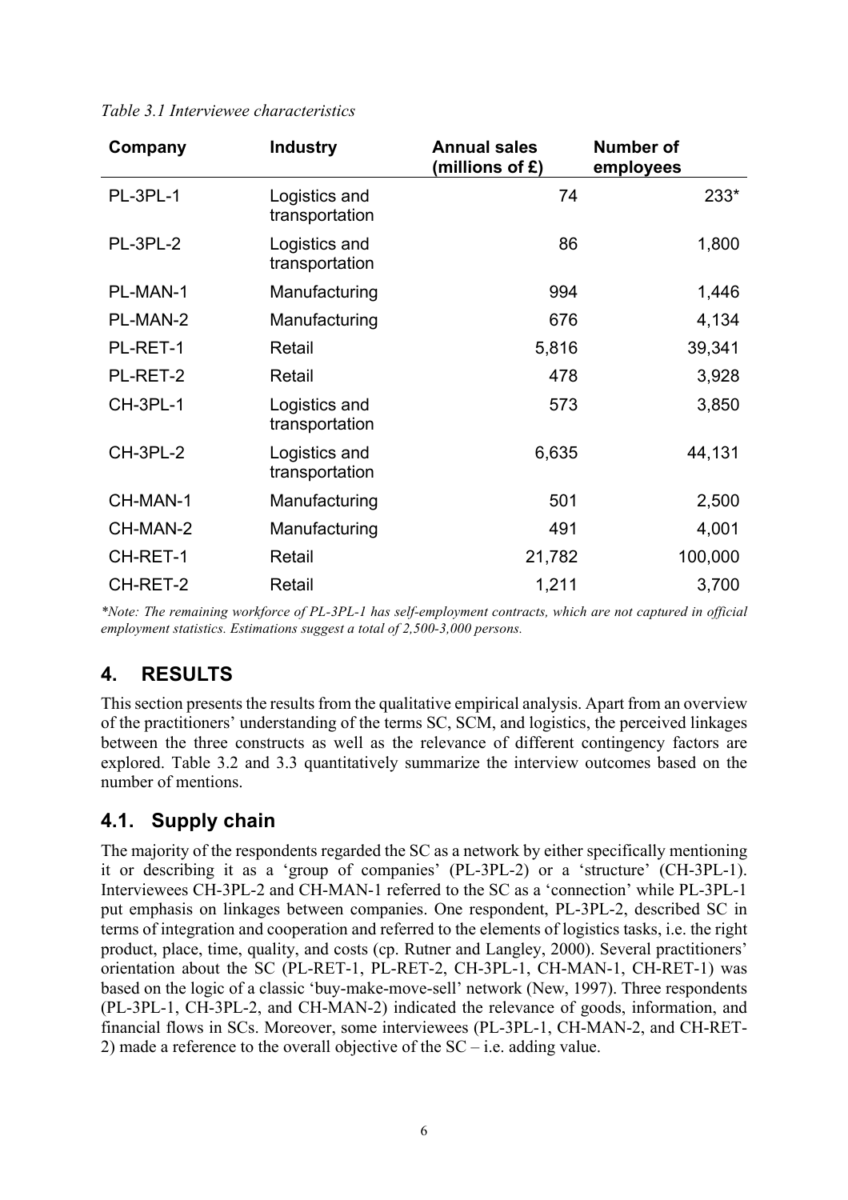*Table 3.1 Interviewee characteristics*

| Company | Industry | Annual sales (millions of £) | Number of employees |
|---|---|---|---|
| PL-3PL-1 | Logistics and transportation | 74 | 233* |
| PL-3PL-2 | Logistics and transportation | 86 | 1,800 |
| PL-MAN-1 | Manufacturing | 994 | 1,446 |
| PL-MAN-2 | Manufacturing | 676 | 4,134 |
| PL-RET-1 | Retail | 5,816 | 39,341 |
| PL-RET-2 | Retail | 478 | 3,928 |
| CH-3PL-1 | Logistics and transportation | 573 | 3,850 |
| CH-3PL-2 | Logistics and transportation | 6,635 | 44,131 |
| CH-MAN-1 | Manufacturing | 501 | 2,500 |
| CH-MAN-2 | Manufacturing | 491 | 4,001 |
| CH-RET-1 | Retail | 21,782 | 100,000 |
| CH-RET-2 | Retail | 1,211 | 3,700 |

*\*Note: The remaining workforce of PL-3PL-1 has self-employment contracts, which are not captured in official employment statistics. Estimations suggest a total of 2,500-3,000 persons.*

## 4. RESULTS

This section presents the results from the qualitative empirical analysis. Apart from an overview of the practitioners' understanding of the terms SC, SCM, and logistics, the perceived linkages between the three constructs as well as the relevance of different contingency factors are explored. Table 3.2 and 3.3 quantitatively summarize the interview outcomes based on the number of mentions.

### 4.1. Supply chain

The majority of the respondents regarded the SC as a network by either specifically mentioning it or describing it as a 'group of companies' (PL-3PL-2) or a 'structure' (CH-3PL-1). Interviewees CH-3PL-2 and CH-MAN-1 referred to the SC as a 'connection' while PL-3PL-1 put emphasis on linkages between companies. One respondent, PL-3PL-2, described SC in terms of integration and cooperation and referred to the elements of logistics tasks, i.e. the right product, place, time, quality, and costs (cp. Rutner and Langley, 2000). Several practitioners' orientation about the SC (PL-RET-1, PL-RET-2, CH-3PL-1, CH-MAN-1, CH-RET-1) was based on the logic of a classic 'buy-make-move-sell' network (New, 1997). Three respondents (PL-3PL-1, CH-3PL-2, and CH-MAN-2) indicated the relevance of goods, information, and financial flows in SCs. Moreover, some interviewees (PL-3PL-1, CH-MAN-2, and CH-RET-2) made a reference to the overall objective of the SC – i.e. adding value.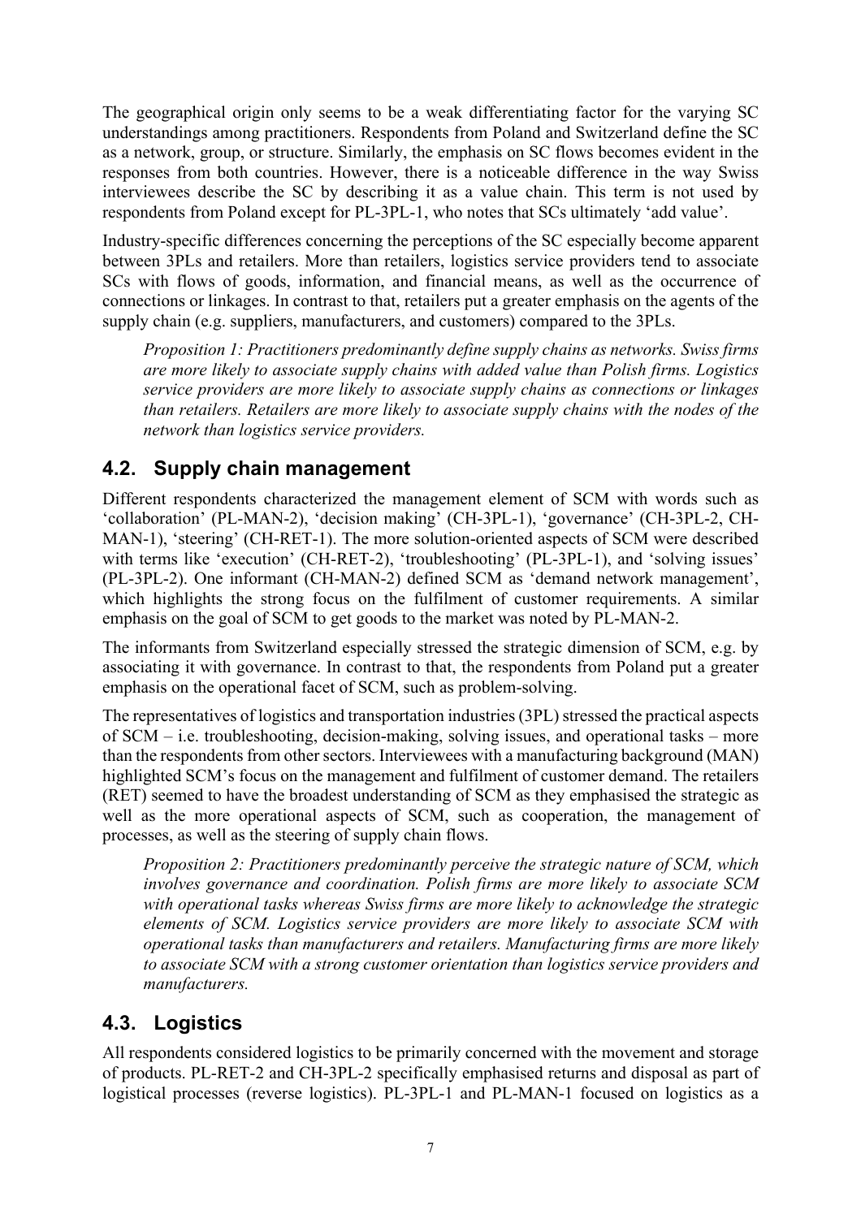The geographical origin only seems to be a weak differentiating factor for the varying SC understandings among practitioners. Respondents from Poland and Switzerland define the SC as a network, group, or structure. Similarly, the emphasis on SC flows becomes evident in the responses from both countries. However, there is a noticeable difference in the way Swiss interviewees describe the SC by describing it as a value chain. This term is not used by respondents from Poland except for PL-3PL-1, who notes that SCs ultimately 'add value'.

Industry-specific differences concerning the perceptions of the SC especially become apparent between 3PLs and retailers. More than retailers, logistics service providers tend to associate SCs with flows of goods, information, and financial means, as well as the occurrence of connections or linkages. In contrast to that, retailers put a greater emphasis on the agents of the supply chain (e.g. suppliers, manufacturers, and customers) compared to the 3PLs.

> *Proposition 1: Practitioners predominantly define supply chains as networks. Swiss firms are more likely to associate supply chains with added value than Polish firms. Logistics service providers are more likely to associate supply chains as connections or linkages than retailers. Retailers are more likely to associate supply chains with the nodes of the network than logistics service providers.*

## 4.2. Supply chain management

Different respondents characterized the management element of SCM with words such as 'collaboration' (PL-MAN-2), 'decision making' (CH-3PL-1), 'governance' (CH-3PL-2, CH-MAN-1), 'steering' (CH-RET-1). The more solution-oriented aspects of SCM were described with terms like 'execution' (CH-RET-2), 'troubleshooting' (PL-3PL-1), and 'solving issues' (PL-3PL-2). One informant (CH-MAN-2) defined SCM as 'demand network management', which highlights the strong focus on the fulfilment of customer requirements. A similar emphasis on the goal of SCM to get goods to the market was noted by PL-MAN-2.

The informants from Switzerland especially stressed the strategic dimension of SCM, e.g. by associating it with governance. In contrast to that, the respondents from Poland put a greater emphasis on the operational facet of SCM, such as problem-solving.

The representatives of logistics and transportation industries (3PL) stressed the practical aspects of SCM – i.e. troubleshooting, decision-making, solving issues, and operational tasks – more than the respondents from other sectors. Interviewees with a manufacturing background (MAN) highlighted SCM's focus on the management and fulfilment of customer demand. The retailers (RET) seemed to have the broadest understanding of SCM as they emphasised the strategic as well as the more operational aspects of SCM, such as cooperation, the management of processes, as well as the steering of supply chain flows.

> *Proposition 2: Practitioners predominantly perceive the strategic nature of SCM, which involves governance and coordination. Polish firms are more likely to associate SCM with operational tasks whereas Swiss firms are more likely to acknowledge the strategic elements of SCM. Logistics service providers are more likely to associate SCM with operational tasks than manufacturers and retailers. Manufacturing firms are more likely to associate SCM with a strong customer orientation than logistics service providers and manufacturers.*

## 4.3. Logistics

All respondents considered logistics to be primarily concerned with the movement and storage of products. PL-RET-2 and CH-3PL-2 specifically emphasised returns and disposal as part of logistical processes (reverse logistics). PL-3PL-1 and PL-MAN-1 focused on logistics as a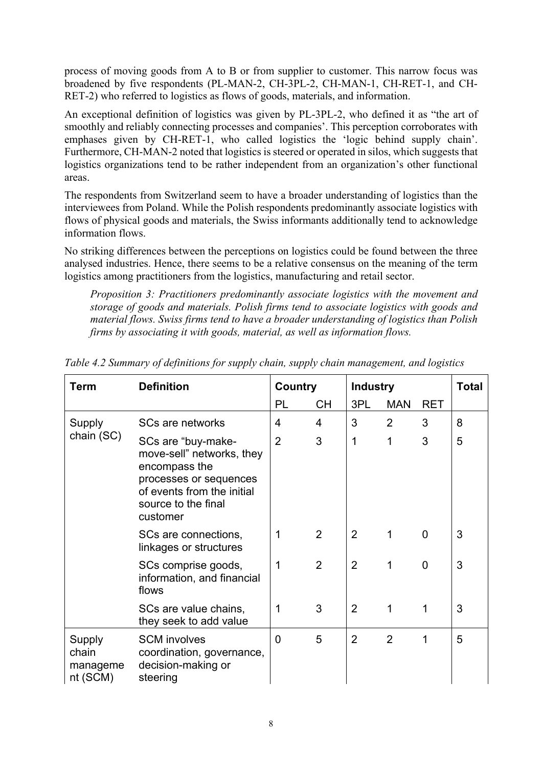process of moving goods from A to B or from supplier to customer. This narrow focus was broadened by five respondents (PL-MAN-2, CH-3PL-2, CH-MAN-1, CH-RET-1, and CH-RET-2) who referred to logistics as flows of goods, materials, and information.

An exceptional definition of logistics was given by PL-3PL-2, who defined it as "the art of smoothly and reliably connecting processes and companies'. This perception corroborates with emphases given by CH-RET-1, who called logistics the 'logic behind supply chain'. Furthermore, CH-MAN-2 noted that logistics is steered or operated in silos, which suggests that logistics organizations tend to be rather independent from an organization's other functional areas.

The respondents from Switzerland seem to have a broader understanding of logistics than the interviewees from Poland. While the Polish respondents predominantly associate logistics with flows of physical goods and materials, the Swiss informants additionally tend to acknowledge information flows.

No striking differences between the perceptions on logistics could be found between the three analysed industries. Hence, there seems to be a relative consensus on the meaning of the term logistics among practitioners from the logistics, manufacturing and retail sector.

> *Proposition 3: Practitioners predominantly associate logistics with the movement and storage of goods and materials. Polish firms tend to associate logistics with goods and material flows. Swiss firms tend to have a broader understanding of logistics than Polish firms by associating it with goods, material, as well as information flows.*

*Table 4.2 Summary of definitions for supply chain, supply chain management, and logistics*

| Term | Definition | Country | | Industry | | | Total |
|---|---|---|---|---|---|---|---|
| | | PL | CH | 3PL | MAN | RET | |
| Supply chain (SC) | SCs are networks | 4 | 4 | 3 | 2 | 3 | 8 |
| | SCs are "buy-make-move-sell" networks, they encompass the processes or sequences of events from the initial source to the final customer | 2 | 3 | 1 | 1 | 3 | 5 |
| | SCs are connections, linkages or structures | 1 | 2 | 2 | 1 | 0 | 3 |
| | SCs comprise goods, information, and financial flows | 1 | 2 | 2 | 1 | 0 | 3 |
| | SCs are value chains, they seek to add value | 1 | 3 | 2 | 1 | 1 | 3 |
| Supply chain management (SCM) | SCM involves coordination, governance, decision-making or steering | 0 | 5 | 2 | 2 | 1 | 5 |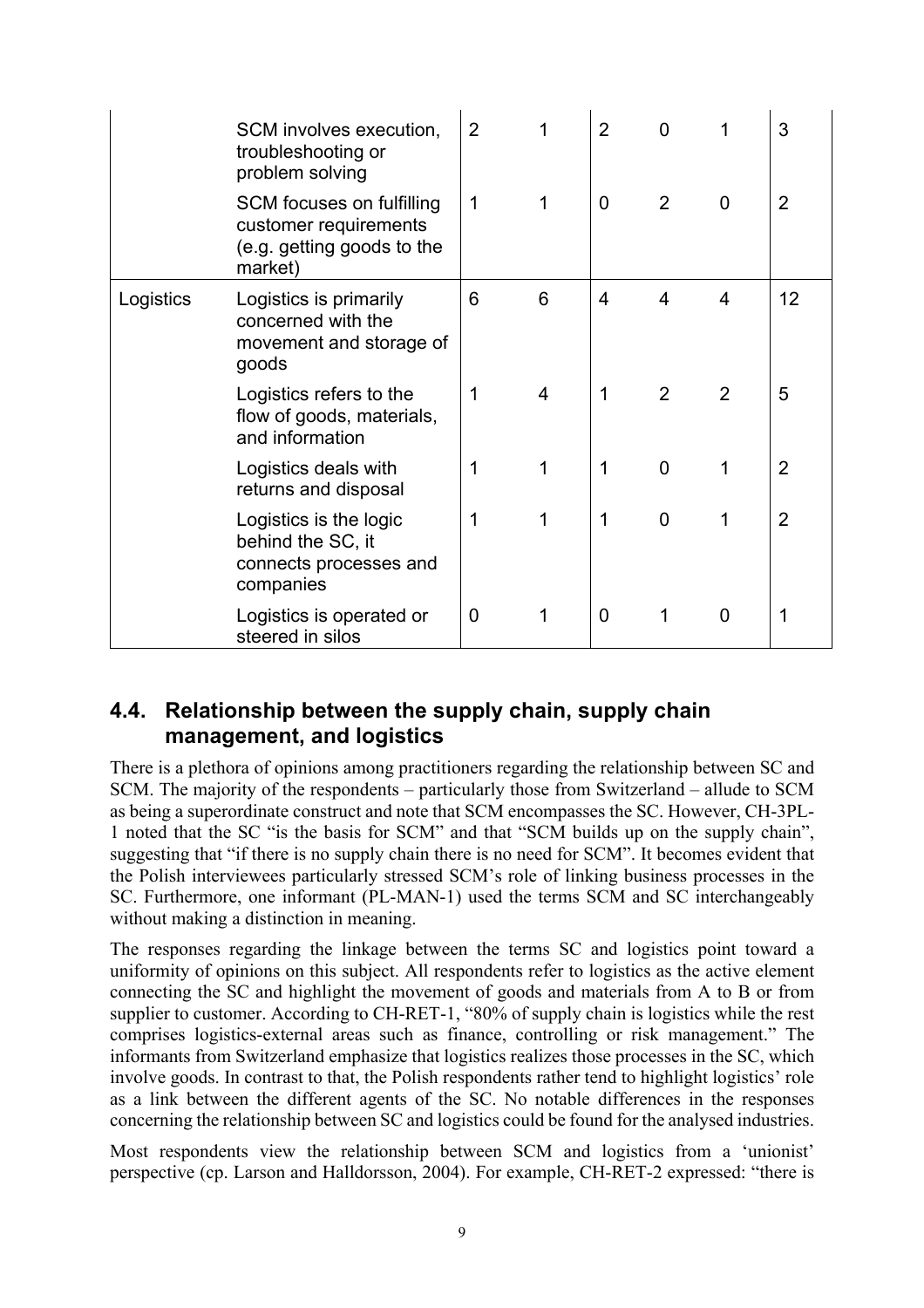| | | | | | | | |
|---|---|---|---|---|---|---|---|
| | SCM involves execution, troubleshooting or problem solving | 2 | 1 | 2 | 0 | 1 | 3 |
| | SCM focuses on fulfilling customer requirements (e.g. getting goods to the market) | 1 | 1 | 0 | 2 | 0 | 2 |
| Logistics | Logistics is primarily concerned with the movement and storage of goods | 6 | 6 | 4 | 4 | 4 | 12 |
| | Logistics refers to the flow of goods, materials, and information | 1 | 4 | 1 | 2 | 2 | 5 |
| | Logistics deals with returns and disposal | 1 | 1 | 1 | 0 | 1 | 2 |
| | Logistics is the logic behind the SC, it connects processes and companies | 1 | 1 | 1 | 0 | 1 | 2 |
| | Logistics is operated or steered in silos | 0 | 1 | 0 | 1 | 0 | 1 |

## 4.4. Relationship between the supply chain, supply chain management, and logistics

There is a plethora of opinions among practitioners regarding the relationship between SC and SCM. The majority of the respondents – particularly those from Switzerland – allude to SCM as being a superordinate construct and note that SCM encompasses the SC. However, CH-3PL-1 noted that the SC "is the basis for SCM" and that "SCM builds up on the supply chain", suggesting that "if there is no supply chain there is no need for SCM". It becomes evident that the Polish interviewees particularly stressed SCM's role of linking business processes in the SC. Furthermore, one informant (PL-MAN-1) used the terms SCM and SC interchangeably without making a distinction in meaning.

The responses regarding the linkage between the terms SC and logistics point toward a uniformity of opinions on this subject. All respondents refer to logistics as the active element connecting the SC and highlight the movement of goods and materials from A to B or from supplier to customer. According to CH-RET-1, "80% of supply chain is logistics while the rest comprises logistics-external areas such as finance, controlling or risk management." The informants from Switzerland emphasize that logistics realizes those processes in the SC, which involve goods. In contrast to that, the Polish respondents rather tend to highlight logistics' role as a link between the different agents of the SC. No notable differences in the responses concerning the relationship between SC and logistics could be found for the analysed industries.

Most respondents view the relationship between SCM and logistics from a 'unionist' perspective (cp. Larson and Halldorsson, 2004). For example, CH-RET-2 expressed: "there is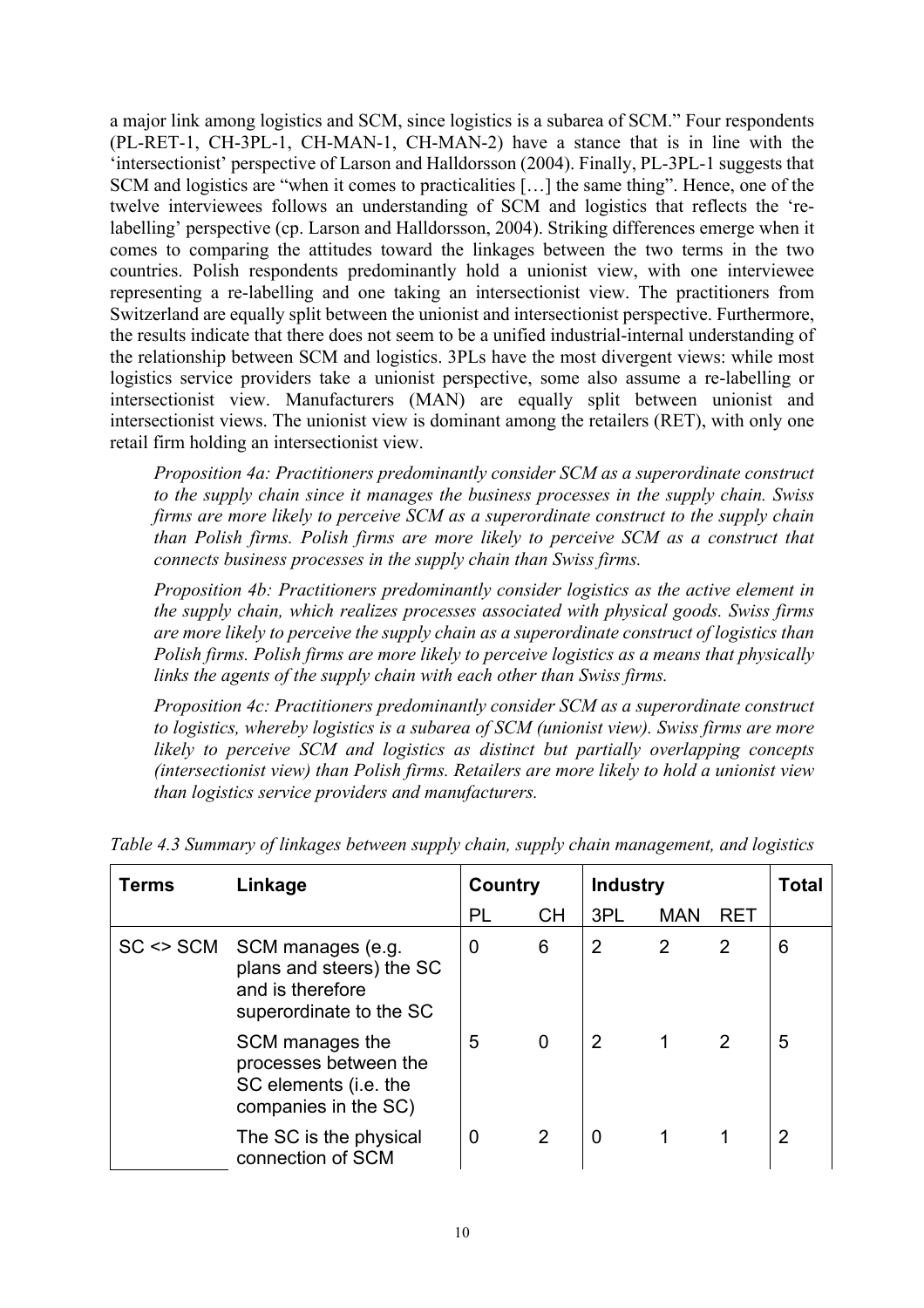a major link among logistics and SCM, since logistics is a subarea of SCM." Four respondents (PL-RET-1, CH-3PL-1, CH-MAN-1, CH-MAN-2) have a stance that is in line with the 'intersectionist' perspective of Larson and Halldorsson (2004). Finally, PL-3PL-1 suggests that SCM and logistics are "when it comes to practicalities […] the same thing". Hence, one of the twelve interviewees follows an understanding of SCM and logistics that reflects the 're-labelling' perspective (cp. Larson and Halldorsson, 2004). Striking differences emerge when it comes to comparing the attitudes toward the linkages between the two terms in the two countries. Polish respondents predominantly hold a unionist view, with one interviewee representing a re-labelling and one taking an intersectionist view. The practitioners from Switzerland are equally split between the unionist and intersectionist perspective. Furthermore, the results indicate that there does not seem to be a unified industrial-internal understanding of the relationship between SCM and logistics. 3PLs have the most divergent views: while most logistics service providers take a unionist perspective, some also assume a re-labelling or intersectionist view. Manufacturers (MAN) are equally split between unionist and intersectionist views. The unionist view is dominant among the retailers (RET), with only one retail firm holding an intersectionist view.

*Proposition 4a: Practitioners predominantly consider SCM as a superordinate construct to the supply chain since it manages the business processes in the supply chain. Swiss firms are more likely to perceive SCM as a superordinate construct to the supply chain than Polish firms. Polish firms are more likely to perceive SCM as a construct that connects business processes in the supply chain than Swiss firms.*

*Proposition 4b: Practitioners predominantly consider logistics as the active element in the supply chain, which realizes processes associated with physical goods. Swiss firms are more likely to perceive the supply chain as a superordinate construct of logistics than Polish firms. Polish firms are more likely to perceive logistics as a means that physically links the agents of the supply chain with each other than Swiss firms.*

*Proposition 4c: Practitioners predominantly consider SCM as a superordinate construct to logistics, whereby logistics is a subarea of SCM (unionist view). Swiss firms are more likely to perceive SCM and logistics as distinct but partially overlapping concepts (intersectionist view) than Polish firms. Retailers are more likely to hold a unionist view than logistics service providers and manufacturers.*

*Table 4.3 Summary of linkages between supply chain, supply chain management, and logistics*

| Terms | Linkage | Country | | Industry | | | Total |
|---|---|---|---|---|---|---|---|
| | | PL | CH | 3PL | MAN | RET | |
| SC <> SCM | SCM manages (e.g. plans and steers) the SC and is therefore superordinate to the SC | 0 | 6 | 2 | 2 | 2 | 6 |
| | SCM manages the processes between the SC elements (i.e. the companies in the SC) | 5 | 0 | 2 | 1 | 2 | 5 |
| | The SC is the physical connection of SCM | 0 | 2 | 0 | 1 | 1 | 2 |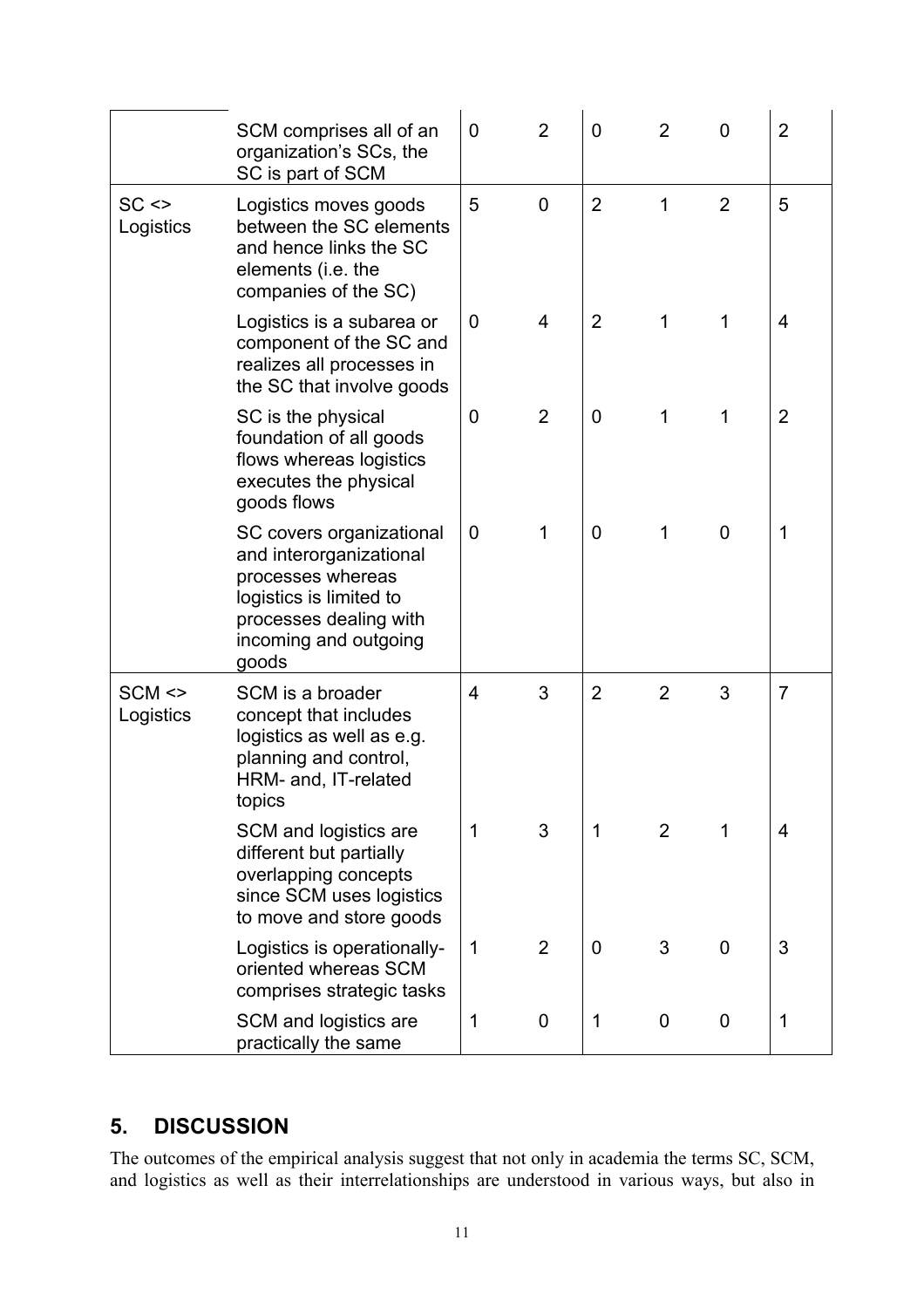| | | | | | | | |
|---|---|---|---|---|---|---|---|
| | SCM comprises all of an organization's SCs, the SC is part of SCM | 0 | 2 | 0 | 2 | 0 | 2 |
| SC <> Logistics | Logistics moves goods between the SC elements and hence links the SC elements (i.e. the companies of the SC) | 5 | 0 | 2 | 1 | 2 | 5 |
| | Logistics is a subarea or component of the SC and realizes all processes in the SC that involve goods | 0 | 4 | 2 | 1 | 1 | 4 |
| | SC is the physical foundation of all goods flows whereas logistics executes the physical goods flows | 0 | 2 | 0 | 1 | 1 | 2 |
| | SC covers organizational and interorganizational processes whereas logistics is limited to processes dealing with incoming and outgoing goods | 0 | 1 | 0 | 1 | 0 | 1 |
| SCM <> Logistics | SCM is a broader concept that includes logistics as well as e.g. planning and control, HRM- and, IT-related topics | 4 | 3 | 2 | 2 | 3 | 7 |
| | SCM and logistics are different but partially overlapping concepts since SCM uses logistics to move and store goods | 1 | 3 | 1 | 2 | 1 | 4 |
| | Logistics is operationally-oriented whereas SCM comprises strategic tasks | 1 | 2 | 0 | 3 | 0 | 3 |
| | SCM and logistics are practically the same | 1 | 0 | 1 | 0 | 0 | 1 |

## 5. DISCUSSION

The outcomes of the empirical analysis suggest that not only in academia the terms SC, SCM, and logistics as well as their interrelationships are understood in various ways, but also in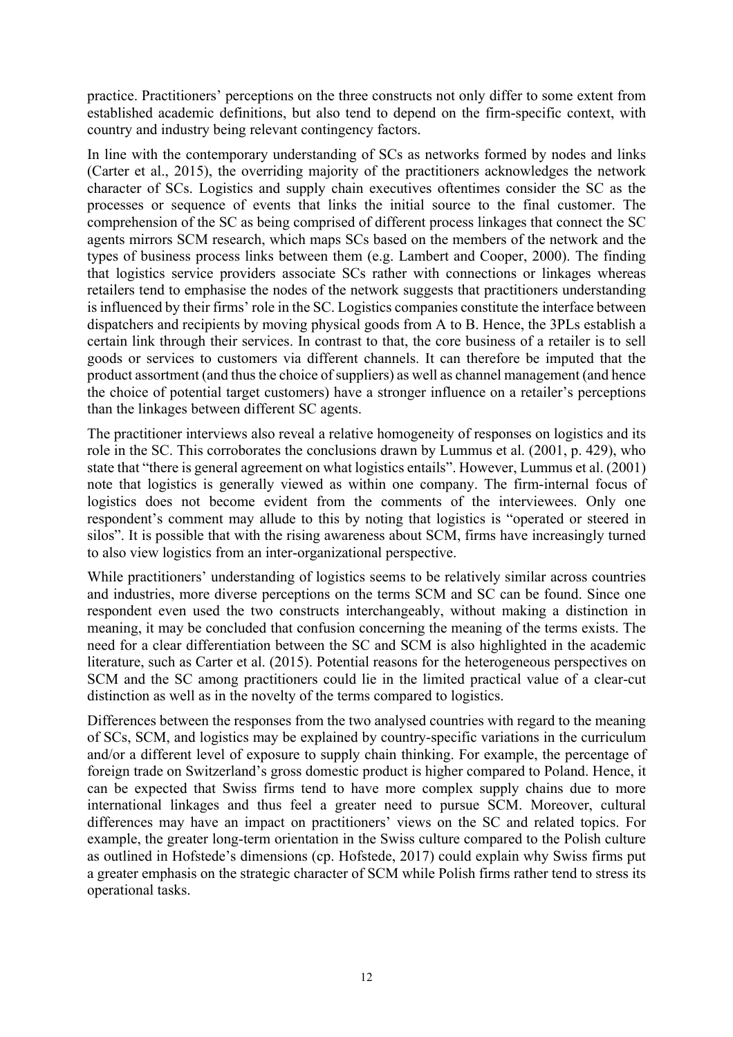practice. Practitioners' perceptions on the three constructs not only differ to some extent from established academic definitions, but also tend to depend on the firm-specific context, with country and industry being relevant contingency factors.

In line with the contemporary understanding of SCs as networks formed by nodes and links (Carter et al., 2015), the overriding majority of the practitioners acknowledges the network character of SCs. Logistics and supply chain executives oftentimes consider the SC as the processes or sequence of events that links the initial source to the final customer. The comprehension of the SC as being comprised of different process linkages that connect the SC agents mirrors SCM research, which maps SCs based on the members of the network and the types of business process links between them (e.g. Lambert and Cooper, 2000). The finding that logistics service providers associate SCs rather with connections or linkages whereas retailers tend to emphasise the nodes of the network suggests that practitioners understanding is influenced by their firms' role in the SC. Logistics companies constitute the interface between dispatchers and recipients by moving physical goods from A to B. Hence, the 3PLs establish a certain link through their services. In contrast to that, the core business of a retailer is to sell goods or services to customers via different channels. It can therefore be imputed that the product assortment (and thus the choice of suppliers) as well as channel management (and hence the choice of potential target customers) have a stronger influence on a retailer's perceptions than the linkages between different SC agents.

The practitioner interviews also reveal a relative homogeneity of responses on logistics and its role in the SC. This corroborates the conclusions drawn by Lummus et al. (2001, p. 429), who state that "there is general agreement on what logistics entails". However, Lummus et al. (2001) note that logistics is generally viewed as within one company. The firm-internal focus of logistics does not become evident from the comments of the interviewees. Only one respondent's comment may allude to this by noting that logistics is "operated or steered in silos". It is possible that with the rising awareness about SCM, firms have increasingly turned to also view logistics from an inter-organizational perspective.

While practitioners' understanding of logistics seems to be relatively similar across countries and industries, more diverse perceptions on the terms SCM and SC can be found. Since one respondent even used the two constructs interchangeably, without making a distinction in meaning, it may be concluded that confusion concerning the meaning of the terms exists. The need for a clear differentiation between the SC and SCM is also highlighted in the academic literature, such as Carter et al. (2015). Potential reasons for the heterogeneous perspectives on SCM and the SC among practitioners could lie in the limited practical value of a clear-cut distinction as well as in the novelty of the terms compared to logistics.

Differences between the responses from the two analysed countries with regard to the meaning of SCs, SCM, and logistics may be explained by country-specific variations in the curriculum and/or a different level of exposure to supply chain thinking. For example, the percentage of foreign trade on Switzerland's gross domestic product is higher compared to Poland. Hence, it can be expected that Swiss firms tend to have more complex supply chains due to more international linkages and thus feel a greater need to pursue SCM. Moreover, cultural differences may have an impact on practitioners' views on the SC and related topics. For example, the greater long-term orientation in the Swiss culture compared to the Polish culture as outlined in Hofstede's dimensions (cp. Hofstede, 2017) could explain why Swiss firms put a greater emphasis on the strategic character of SCM while Polish firms rather tend to stress its operational tasks.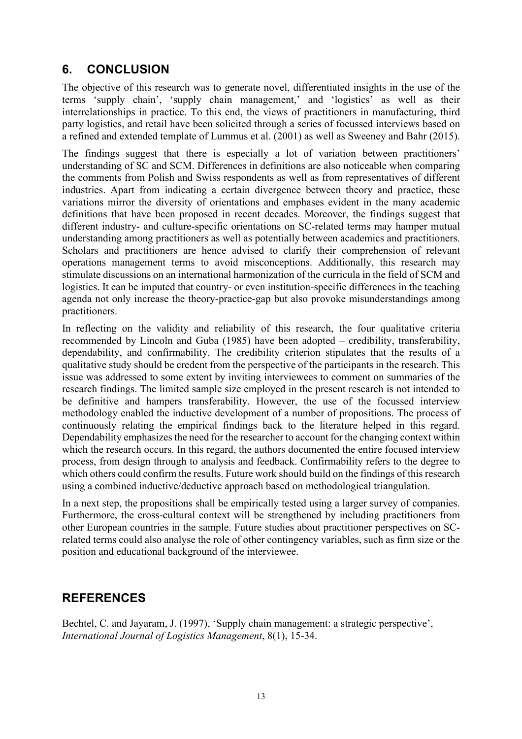## 6. CONCLUSION

The objective of this research was to generate novel, differentiated insights in the use of the terms 'supply chain', 'supply chain management,' and 'logistics' as well as their interrelationships in practice. To this end, the views of practitioners in manufacturing, third party logistics, and retail have been solicited through a series of focussed interviews based on a refined and extended template of Lummus et al. (2001) as well as Sweeney and Bahr (2015).

The findings suggest that there is especially a lot of variation between practitioners' understanding of SC and SCM. Differences in definitions are also noticeable when comparing the comments from Polish and Swiss respondents as well as from representatives of different industries. Apart from indicating a certain divergence between theory and practice, these variations mirror the diversity of orientations and emphases evident in the many academic definitions that have been proposed in recent decades. Moreover, the findings suggest that different industry- and culture-specific orientations on SC-related terms may hamper mutual understanding among practitioners as well as potentially between academics and practitioners. Scholars and practitioners are hence advised to clarify their comprehension of relevant operations management terms to avoid misconceptions. Additionally, this research may stimulate discussions on an international harmonization of the curricula in the field of SCM and logistics. It can be imputed that country- or even institution-specific differences in the teaching agenda not only increase the theory-practice-gap but also provoke misunderstandings among practitioners.

In reflecting on the validity and reliability of this research, the four qualitative criteria recommended by Lincoln and Guba (1985) have been adopted – credibility, transferability, dependability, and confirmability. The credibility criterion stipulates that the results of a qualitative study should be credent from the perspective of the participants in the research. This issue was addressed to some extent by inviting interviewees to comment on summaries of the research findings. The limited sample size employed in the present research is not intended to be definitive and hampers transferability. However, the use of the focussed interview methodology enabled the inductive development of a number of propositions. The process of continuously relating the empirical findings back to the literature helped in this regard. Dependability emphasizes the need for the researcher to account for the changing context within which the research occurs. In this regard, the authors documented the entire focused interview process, from design through to analysis and feedback. Confirmability refers to the degree to which others could confirm the results. Future work should build on the findings of this research using a combined inductive/deductive approach based on methodological triangulation.

In a next step, the propositions shall be empirically tested using a larger survey of companies. Furthermore, the cross-cultural context will be strengthened by including practitioners from other European countries in the sample. Future studies about practitioner perspectives on SC-related terms could also analyse the role of other contingency variables, such as firm size or the position and educational background of the interviewee.

## REFERENCES

Bechtel, C. and Jayaram, J. (1997), 'Supply chain management: a strategic perspective', *International Journal of Logistics Management*, 8(1), 15-34.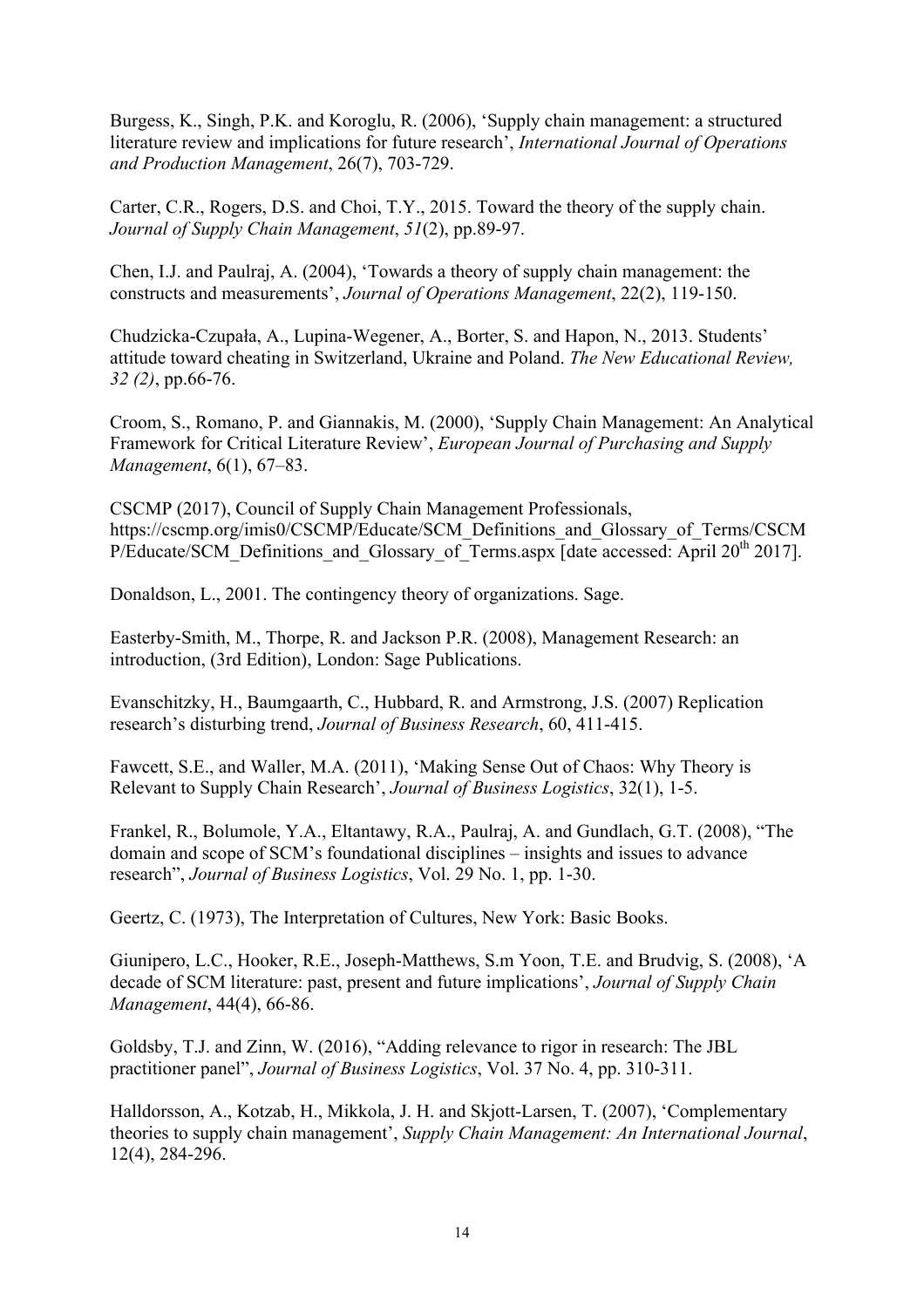Burgess, K., Singh, P.K. and Koroglu, R. (2006), 'Supply chain management: a structured literature review and implications for future research', *International Journal of Operations and Production Management*, 26(7), 703-729.

Carter, C.R., Rogers, D.S. and Choi, T.Y., 2015. Toward the theory of the supply chain. *Journal of Supply Chain Management*, *51*(2), pp.89-97.

Chen, I.J. and Paulraj, A. (2004), 'Towards a theory of supply chain management: the constructs and measurements', *Journal of Operations Management*, 22(2), 119-150.

Chudzicka-Czupała, A., Lupina-Wegener, A., Borter, S. and Hapon, N., 2013. Students' attitude toward cheating in Switzerland, Ukraine and Poland. *The New Educational Review, 32 (2)*, pp.66-76.

Croom, S., Romano, P. and Giannakis, M. (2000), 'Supply Chain Management: An Analytical Framework for Critical Literature Review', *European Journal of Purchasing and Supply Management*, 6(1), 67–83.

CSCMP (2017), Council of Supply Chain Management Professionals, https://cscmp.org/imis0/CSCMP/Educate/SCM_Definitions_and_Glossary_of_Terms/CSCMP/Educate/SCM_Definitions_and_Glossary_of_Terms.aspx [date accessed: April 20th 2017].

Donaldson, L., 2001. The contingency theory of organizations. Sage.

Easterby-Smith, M., Thorpe, R. and Jackson P.R. (2008), Management Research: an introduction, (3rd Edition), London: Sage Publications.

Evanschitzky, H., Baumgaarth, C., Hubbard, R. and Armstrong, J.S. (2007) Replication research's disturbing trend, *Journal of Business Research*, 60, 411-415.

Fawcett, S.E., and Waller, M.A. (2011), 'Making Sense Out of Chaos: Why Theory is Relevant to Supply Chain Research', *Journal of Business Logistics*, 32(1), 1-5.

Frankel, R., Bolumole, Y.A., Eltantawy, R.A., Paulraj, A. and Gundlach, G.T. (2008), "The domain and scope of SCM's foundational disciplines – insights and issues to advance research", *Journal of Business Logistics*, Vol. 29 No. 1, pp. 1-30.

Geertz, C. (1973), The Interpretation of Cultures, New York: Basic Books.

Giunipero, L.C., Hooker, R.E., Joseph-Matthews, S.m Yoon, T.E. and Brudvig, S. (2008), 'A decade of SCM literature: past, present and future implications', *Journal of Supply Chain Management*, 44(4), 66-86.

Goldsby, T.J. and Zinn, W. (2016), "Adding relevance to rigor in research: The JBL practitioner panel", *Journal of Business Logistics*, Vol. 37 No. 4, pp. 310-311.

Halldorsson, A., Kotzab, H., Mikkola, J. H. and Skjott-Larsen, T. (2007), 'Complementary theories to supply chain management', *Supply Chain Management: An International Journal*, 12(4), 284-296.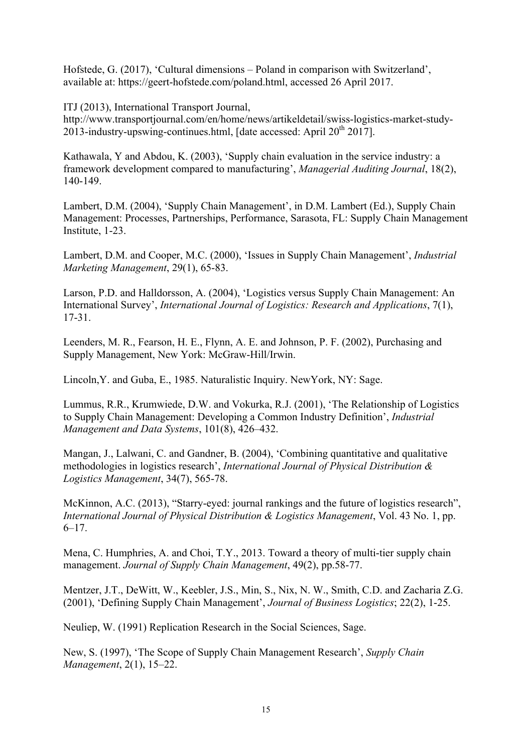Hofstede, G. (2017), 'Cultural dimensions – Poland in comparison with Switzerland', available at: https://geert-hofstede.com/poland.html, accessed 26 April 2017.

ITJ (2013), International Transport Journal, http://www.transportjournal.com/en/home/news/artikeldetail/swiss-logistics-market-study-2013-industry-upswing-continues.html, [date accessed: April 20th 2017].

Kathawala, Y and Abdou, K. (2003), 'Supply chain evaluation in the service industry: a framework development compared to manufacturing', *Managerial Auditing Journal*, 18(2), 140-149.

Lambert, D.M. (2004), 'Supply Chain Management', in D.M. Lambert (Ed.), Supply Chain Management: Processes, Partnerships, Performance, Sarasota, FL: Supply Chain Management Institute, 1-23.

Lambert, D.M. and Cooper, M.C. (2000), 'Issues in Supply Chain Management', *Industrial Marketing Management*, 29(1), 65-83.

Larson, P.D. and Halldorsson, A. (2004), 'Logistics versus Supply Chain Management: An International Survey', *International Journal of Logistics: Research and Applications*, 7(1), 17-31.

Leenders, M. R., Fearson, H. E., Flynn, A. E. and Johnson, P. F. (2002), Purchasing and Supply Management, New York: McGraw-Hill/Irwin.

Lincoln,Y. and Guba, E., 1985. Naturalistic Inquiry. NewYork, NY: Sage.

Lummus, R.R., Krumwiede, D.W. and Vokurka, R.J. (2001), 'The Relationship of Logistics to Supply Chain Management: Developing a Common Industry Definition', *Industrial Management and Data Systems*, 101(8), 426–432.

Mangan, J., Lalwani, C. and Gandner, B. (2004), 'Combining quantitative and qualitative methodologies in logistics research', *International Journal of Physical Distribution & Logistics Management*, 34(7), 565-78.

McKinnon, A.C. (2013), "Starry-eyed: journal rankings and the future of logistics research", *International Journal of Physical Distribution & Logistics Management*, Vol. 43 No. 1, pp. 6–17.

Mena, C. Humphries, A. and Choi, T.Y., 2013. Toward a theory of multi-tier supply chain management. *Journal of Supply Chain Management*, 49(2), pp.58-77.

Mentzer, J.T., DeWitt, W., Keebler, J.S., Min, S., Nix, N. W., Smith, C.D. and Zacharia Z.G. (2001), 'Defining Supply Chain Management', *Journal of Business Logistics*; 22(2), 1-25.

Neuliep, W. (1991) Replication Research in the Social Sciences, Sage.

New, S. (1997), 'The Scope of Supply Chain Management Research', *Supply Chain Management*, 2(1), 15–22.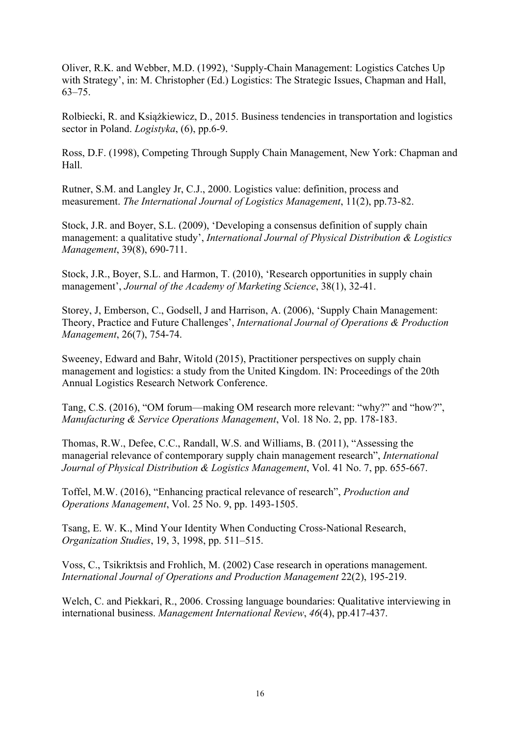Oliver, R.K. and Webber, M.D. (1992), 'Supply-Chain Management: Logistics Catches Up with Strategy', in: M. Christopher (Ed.) Logistics: The Strategic Issues, Chapman and Hall, 63–75.

Rolbiecki, R. and Książkiewicz, D., 2015. Business tendencies in transportation and logistics sector in Poland. *Logistyka*, (6), pp.6-9.

Ross, D.F. (1998), Competing Through Supply Chain Management, New York: Chapman and Hall.

Rutner, S.M. and Langley Jr, C.J., 2000. Logistics value: definition, process and measurement. *The International Journal of Logistics Management*, 11(2), pp.73-82.

Stock, J.R. and Boyer, S.L. (2009), 'Developing a consensus definition of supply chain management: a qualitative study', *International Journal of Physical Distribution & Logistics Management*, 39(8), 690-711.

Stock, J.R., Boyer, S.L. and Harmon, T. (2010), 'Research opportunities in supply chain management', *Journal of the Academy of Marketing Science*, 38(1), 32-41.

Storey, J, Emberson, C., Godsell, J and Harrison, A. (2006), 'Supply Chain Management: Theory, Practice and Future Challenges', *International Journal of Operations & Production Management*, 26(7), 754-74.

Sweeney, Edward and Bahr, Witold (2015), Practitioner perspectives on supply chain management and logistics: a study from the United Kingdom. IN: Proceedings of the 20th Annual Logistics Research Network Conference.

Tang, C.S. (2016), "OM forum—making OM research more relevant: "why?" and "how?", *Manufacturing & Service Operations Management*, Vol. 18 No. 2, pp. 178-183.

Thomas, R.W., Defee, C.C., Randall, W.S. and Williams, B. (2011), "Assessing the managerial relevance of contemporary supply chain management research", *International Journal of Physical Distribution & Logistics Management*, Vol. 41 No. 7, pp. 655-667.

Toffel, M.W. (2016), "Enhancing practical relevance of research", *Production and Operations Management*, Vol. 25 No. 9, pp. 1493-1505.

Tsang, E. W. K., Mind Your Identity When Conducting Cross-National Research, *Organization Studies*, 19, 3, 1998, pp. 511–515.

Voss, C., Tsikriktsis and Frohlich, M. (2002) Case research in operations management. *International Journal of Operations and Production Management* 22(2), 195-219.

Welch, C. and Piekkari, R., 2006. Crossing language boundaries: Qualitative interviewing in international business. *Management International Review*, *46*(4), pp.417-437.